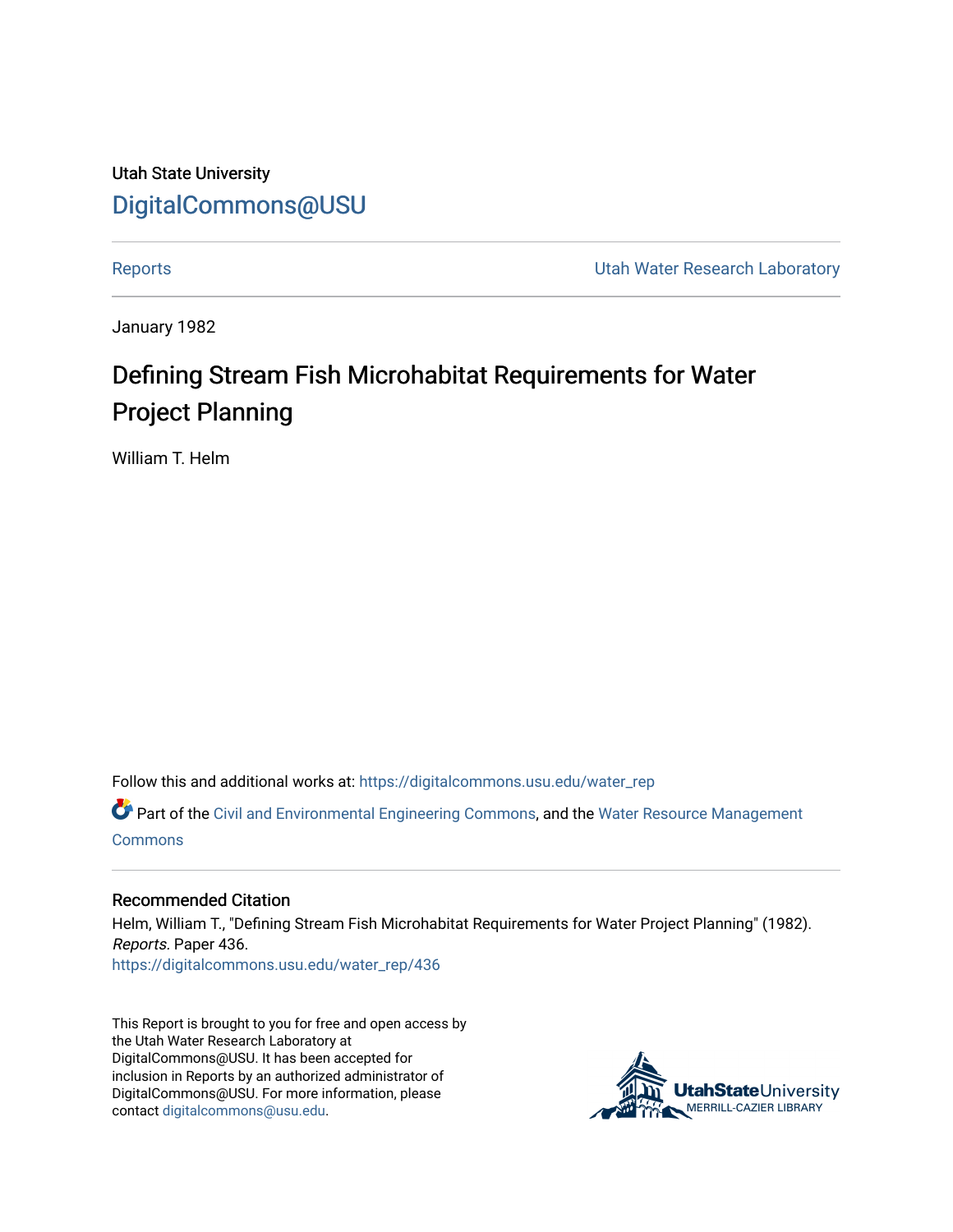Utah State University

# DigitalCommons@USU

Reports | Utah Water Research Laboratory

January 1982

# Defining Stream Fish Microhabitat Requirements for Water Project Planning

William T. Helm

Follow this and additional works at: https://digitalcommons.usu.edu/water_rep

Part of the Civil and Environmental Engineering Commons, and the Water Resource Management Commons

## Recommended Citation

Helm, William T., "Defining Stream Fish Microhabitat Requirements for Water Project Planning" (1982). *Reports.* Paper 436.
https://digitalcommons.usu.edu/water_rep/436

This Report is brought to you for free and open access by the Utah Water Research Laboratory at DigitalCommons@USU. It has been accepted for inclusion in Reports by an authorized administrator of DigitalCommons@USU. For more information, please contact digitalcommons@usu.edu.

UtahStateUniversity
MERRILL-CAZIER LIBRARY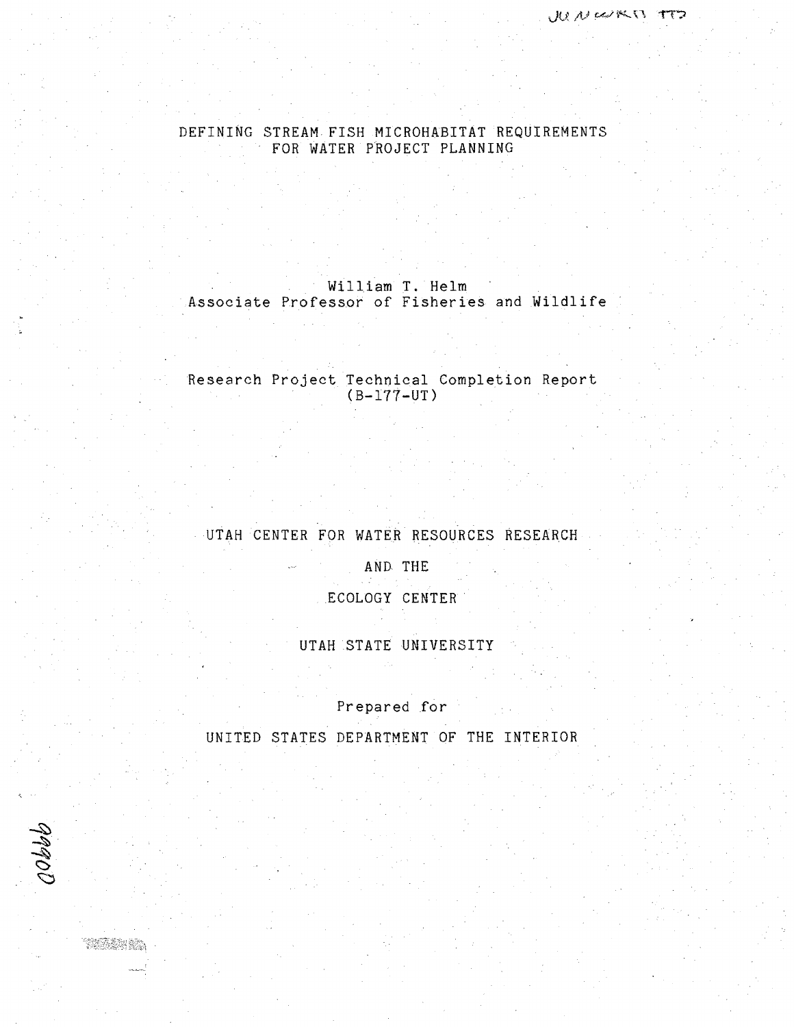# DEFINING STREAM FISH MICROHABITAT REQUIREMENTS FOR WATER PROJECT PLANNING

William T. Helm
Associate Professor of Fisheries and Wildlife

Research Project Technical Completion Report
(B-177-UT)

UTAH CENTER FOR WATER RESOURCES RESEARCH

AND THE

ECOLOGY CENTER

UTAH STATE UNIVERSITY

Prepared for

UNITED STATES DEPARTMENT OF THE INTERIOR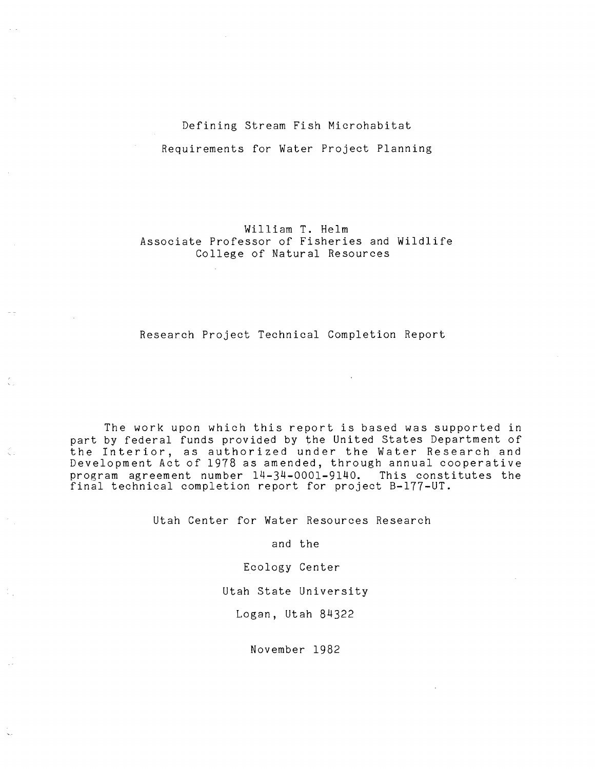# Defining Stream Fish Microhabitat Requirements for Water Project Planning

William T. Helm
Associate Professor of Fisheries and Wildlife
College of Natural Resources

Research Project Technical Completion Report

The work upon which this report is based was supported in part by federal funds provided by the United States Department of the Interior, as authorized under the Water Research and Development Act of 1978 as amended, through annual cooperative program agreement number 14-34-0001-9140. This constitutes the final technical completion report for project B-177-UT.

Utah Center for Water Resources Research

and the

Ecology Center

Utah State University

Logan, Utah 84322

November 1982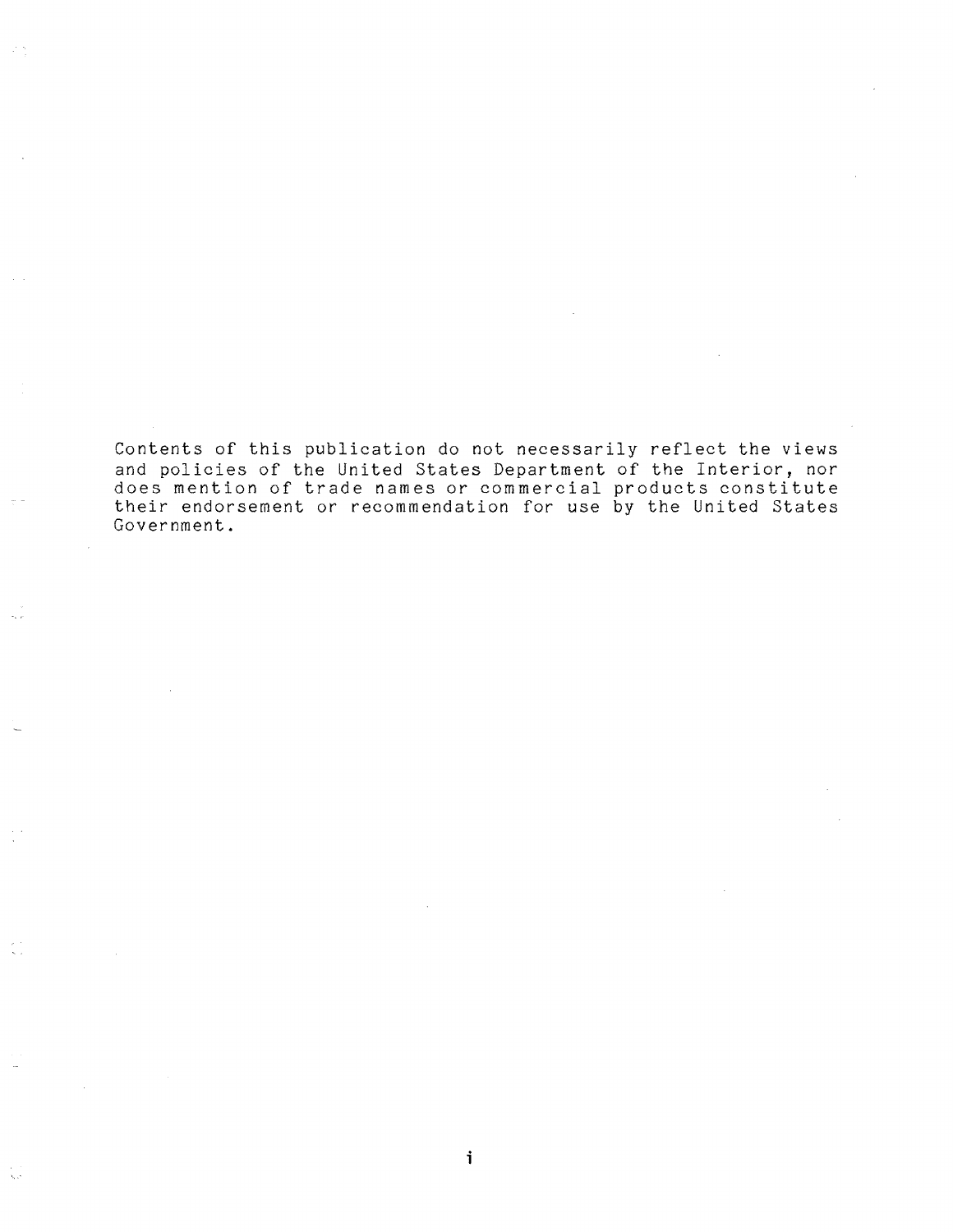Contents of this publication do not necessarily reflect the views and policies of the United States Department of the Interior, nor does mention of trade names or commercial products constitute their endorsement or recommendation for use by the United States Government.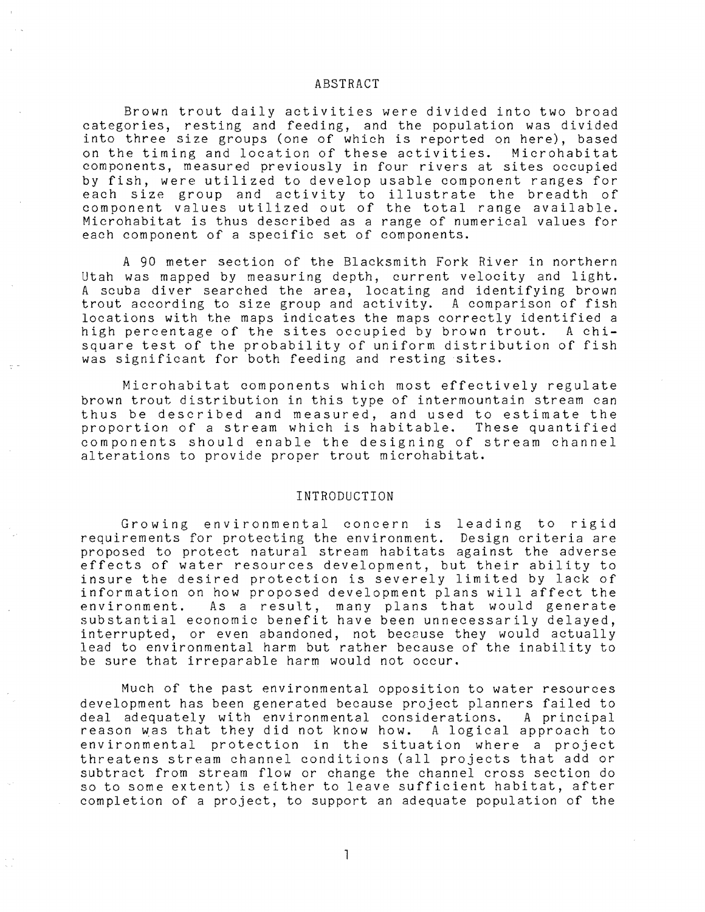## ABSTRACT

Brown trout daily activities were divided into two broad categories, resting and feeding, and the population was divided into three size groups (one of which is reported on here), based on the timing and location of these activities. Microhabitat components, measured previously in four rivers at sites occupied by fish, were utilized to develop usable component ranges for each size group and activity to illustrate the breadth of component values utilized out of the total range available. Microhabitat is thus described as a range of numerical values for each component of a specific set of components.

A 90 meter section of the Blacksmith Fork River in northern Utah was mapped by measuring depth, current velocity and light. A scuba diver searched the area, locating and identifying brown trout according to size group and activity. A comparison of fish locations with the maps indicates the maps correctly identified a high percentage of the sites occupied by brown trout. A chi-square test of the probability of uniform distribution of fish was significant for both feeding and resting sites.

Microhabitat components which most effectively regulate brown trout distribution in this type of intermountain stream can thus be described and measured, and used to estimate the proportion of a stream which is habitable. These quantified components should enable the designing of stream channel alterations to provide proper trout microhabitat.

## INTRODUCTION

Growing environmental concern is leading to rigid requirements for protecting the environment. Design criteria are proposed to protect natural stream habitats against the adverse effects of water resources development, but their ability to insure the desired protection is severely limited by lack of information on how proposed development plans will affect the environment. As a result, many plans that would generate substantial economic benefit have been unnecessarily delayed, interrupted, or even abandoned, not because they would actually lead to environmental harm but rather because of the inability to be sure that irreparable harm would not occur.

Much of the past environmental opposition to water resources development has been generated because project planners failed to deal adequately with environmental considerations. A principal reason was that they did not know how. A logical approach to environmental protection in the situation where a project threatens stream channel conditions (all projects that add or subtract from stream flow or change the channel cross section do so to some extent) is either to leave sufficient habitat, after completion of a project, to support an adequate population of the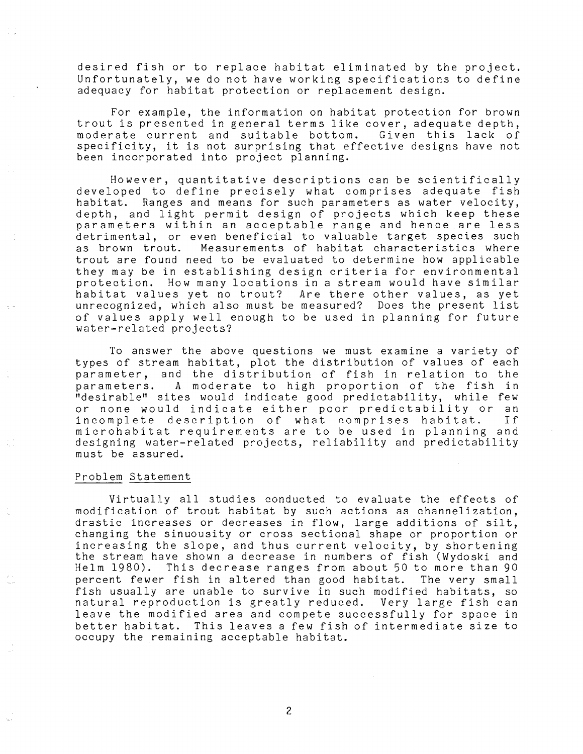desired fish or to replace habitat eliminated by the project. Unfortunately, we do not have working specifications to define adequacy for habitat protection or replacement design.

For example, the information on habitat protection for brown trout is presented in general terms like cover, adequate depth, moderate current and suitable bottom. Given this lack of specificity, it is not surprising that effective designs have not been incorporated into project planning.

However, quantitative descriptions can be scientifically developed to define precisely what comprises adequate fish habitat. Ranges and means for such parameters as water velocity, depth, and light permit design of projects which keep these parameters within an acceptable range and hence are less detrimental, or even beneficial to valuable target species such as brown trout. Measurements of habitat characteristics where trout are found need to be evaluated to determine how applicable they may be in establishing design criteria for environmental protection. How many locations in a stream would have similar habitat values yet no trout? Are there other values, as yet unrecognized, which also must be measured? Does the present list of values apply well enough to be used in planning for future water-related projects?

To answer the above questions we must examine a variety of types of stream habitat, plot the distribution of values of each parameter, and the distribution of fish in relation to the parameters. A moderate to high proportion of the fish in "desirable" sites would indicate good predictability, while few or none would indicate either poor predictability or an incomplete description of what comprises habitat. If microhabitat requirements are to be used in planning and designing water-related projects, reliability and predictability must be assured.

## Problem Statement

Virtually all studies conducted to evaluate the effects of modification of trout habitat by such actions as channelization, drastic increases or decreases in flow, large additions of silt, changing the sinuousity or cross sectional shape or proportion or increasing the slope, and thus current velocity, by shortening the stream have shown a decrease in numbers of fish (Wydoski and Helm 1980). This decrease ranges from about 50 to more than 90 percent fewer fish in altered than good habitat. The very small fish usually are unable to survive in such modified habitats, so natural reproduction is greatly reduced. Very large fish can leave the modified area and compete successfully for space in better habitat. This leaves a few fish of intermediate size to occupy the remaining acceptable habitat.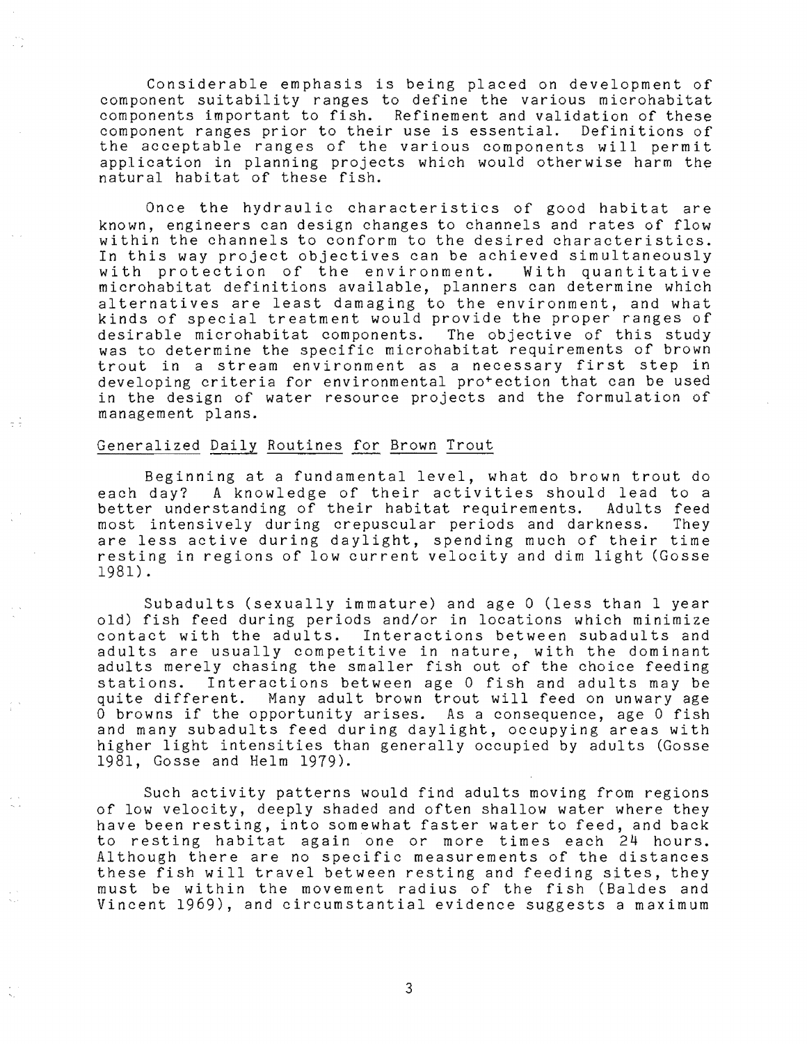Considerable emphasis is being placed on development of component suitability ranges to define the various microhabitat components important to fish. Refinement and validation of these component ranges prior to their use is essential. Definitions of the acceptable ranges of the various components will permit application in planning projects which would otherwise harm the natural habitat of these fish.

Once the hydraulic characteristics of good habitat are known, engineers can design changes to channels and rates of flow within the channels to conform to the desired characteristics. In this way project objectives can be achieved simultaneously with protection of the environment. With quantitative microhabitat definitions available, planners can determine which alternatives are least damaging to the environment, and what kinds of special treatment would provide the proper ranges of desirable microhabitat components. The objective of this study was to determine the specific microhabitat requirements of brown trout in a stream environment as a necessary first step in developing criteria for environmental protection that can be used in the design of water resource projects and the formulation of management plans.

## Generalized Daily Routines for Brown Trout

Beginning at a fundamental level, what do brown trout do each day? A knowledge of their activities should lead to a better understanding of their habitat requirements. Adults feed most intensively during crepuscular periods and darkness. They are less active during daylight, spending much of their time resting in regions of low current velocity and dim light (Gosse 1981).

Subadults (sexually immature) and age 0 (less than 1 year old) fish feed during periods and/or in locations which minimize contact with the adults. Interactions between subadults and adults are usually competitive in nature, with the dominant adults merely chasing the smaller fish out of the choice feeding stations. Interactions between age 0 fish and adults may be quite different. Many adult brown trout will feed on unwary age 0 browns if the opportunity arises. As a consequence, age 0 fish and many subadults feed during daylight, occupying areas with higher light intensities than generally occupied by adults (Gosse 1981, Gosse and Helm 1979).

Such activity patterns would find adults moving from regions of low velocity, deeply shaded and often shallow water where they have been resting, into somewhat faster water to feed, and back to resting habitat again one or more times each 24 hours. Although there are no specific measurements of the distances these fish will travel between resting and feeding sites, they must be within the movement radius of the fish (Baldes and Vincent 1969), and circumstantial evidence suggests a maximum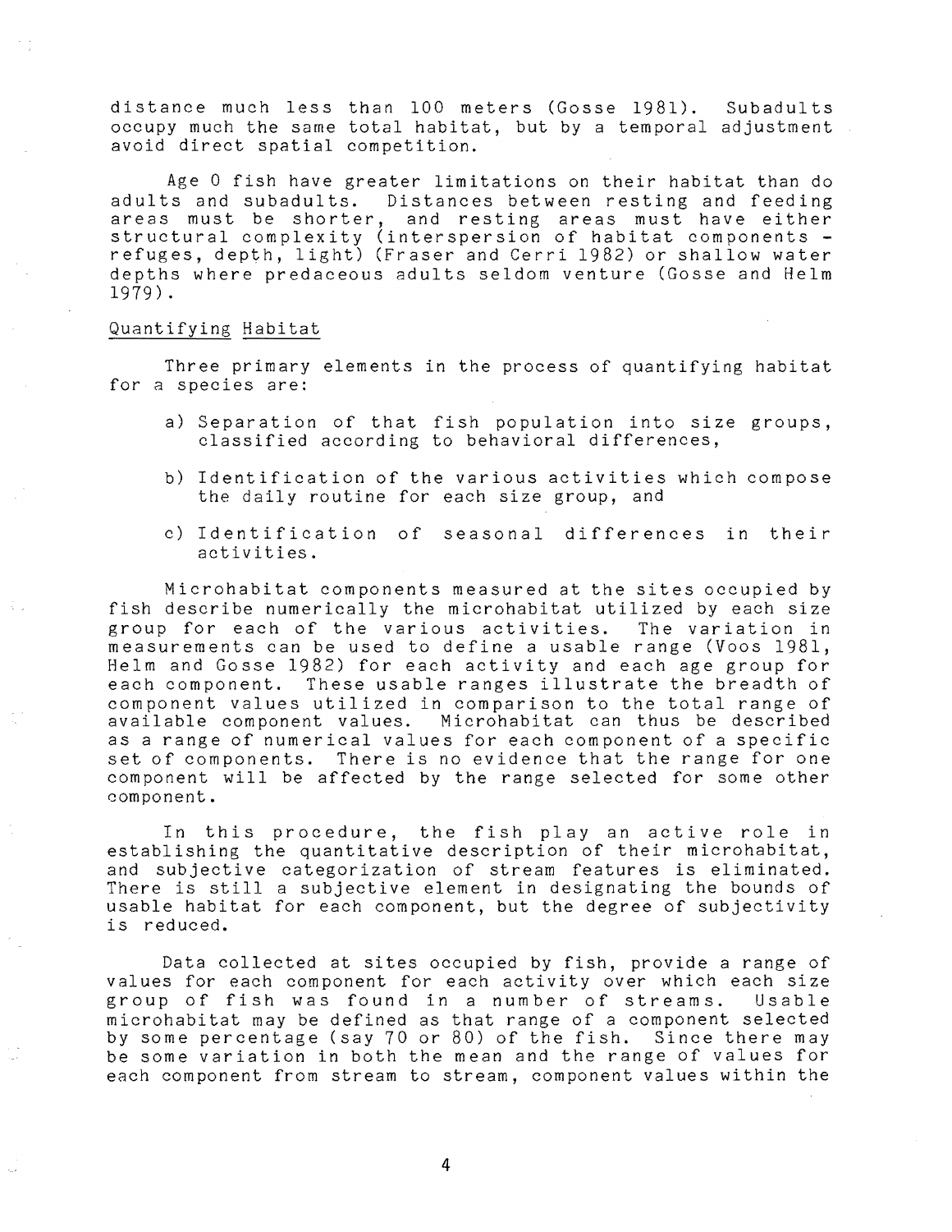distance much less than 100 meters (Gosse 1981). Subadults occupy much the same total habitat, but by a temporal adjustment avoid direct spatial competition.

Age 0 fish have greater limitations on their habitat than do adults and subadults. Distances between resting and feeding areas must be shorter, and resting areas must have either structural complexity (interspersion of habitat components - refuges, depth, light) (Fraser and Cerri 1982) or shallow water depths where predaceous adults seldom venture (Gosse and Helm 1979).

## Quantifying Habitat

Three primary elements in the process of quantifying habitat for a species are:

a) Separation of that fish population into size groups, classified according to behavioral differences,

b) Identification of the various activities which compose the daily routine for each size group, and

c) Identification of seasonal differences in their activities.

Microhabitat components measured at the sites occupied by fish describe numerically the microhabitat utilized by each size group for each of the various activities. The variation in measurements can be used to define a usable range (Voos 1981, Helm and Gosse 1982) for each activity and each age group for each component. These usable ranges illustrate the breadth of component values utilized in comparison to the total range of available component values. Microhabitat can thus be described as a range of numerical values for each component of a specific set of components. There is no evidence that the range for one component will be affected by the range selected for some other component.

In this procedure, the fish play an active role in establishing the quantitative description of their microhabitat, and subjective categorization of stream features is eliminated. There is still a subjective element in designating the bounds of usable habitat for each component, but the degree of subjectivity is reduced.

Data collected at sites occupied by fish, provide a range of values for each component for each activity over which each size group of fish was found in a number of streams. Usable microhabitat may be defined as that range of a component selected by some percentage (say 70 or 80) of the fish. Since there may be some variation in both the mean and the range of values for each component from stream to stream, component values within the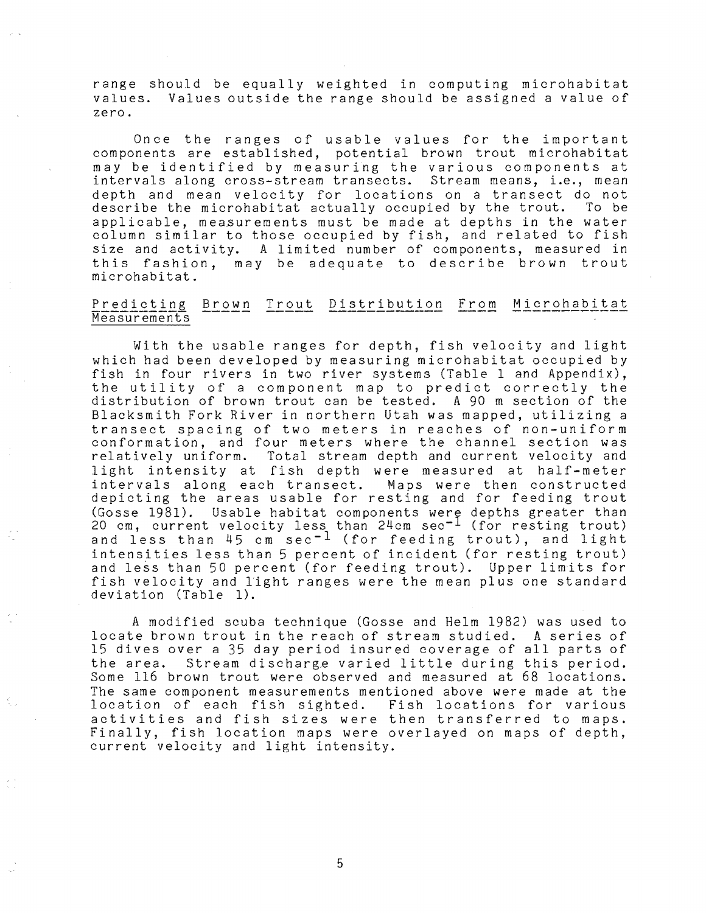range should be equally weighted in computing microhabitat values. Values outside the range should be assigned a value of zero.

Once the ranges of usable values for the important components are established, potential brown trout microhabitat may be identified by measuring the various components at intervals along cross-stream transects. Stream means, i.e., mean depth and mean velocity for locations on a transect do not describe the microhabitat actually occupied by the trout. To be applicable, measurements must be made at depths in the water column similar to those occupied by fish, and related to fish size and activity. A limited number of components, measured in this fashion, may be adequate to describe brown trout microhabitat.

## Predicting Brown Trout Distribution From Microhabitat Measurements

With the usable ranges for depth, fish velocity and light which had been developed by measuring microhabitat occupied by fish in four rivers in two river systems (Table 1 and Appendix), the utility of a component map to predict correctly the distribution of brown trout can be tested. A 90 m section of the Blacksmith Fork River in northern Utah was mapped, utilizing a transect spacing of two meters in reaches of non-uniform conformation, and four meters where the channel section was relatively uniform. Total stream depth and current velocity and light intensity at fish depth were measured at half-meter intervals along each transect. Maps were then constructed depicting the areas usable for resting and for feeding trout (Gosse 1981). Usable habitat components were depths greater than 20 cm, current velocity less than 24cm $sec^{-1}$ (for resting trout) and less than 45 cm $sec^{-1}$ (for feeding trout), and light intensities less than 5 percent of incident (for resting trout) and less than 50 percent (for feeding trout). Upper limits for fish velocity and light ranges were the mean plus one standard deviation (Table 1).

A modified scuba technique (Gosse and Helm 1982) was used to locate brown trout in the reach of stream studied. A series of 15 dives over a 35 day period insured coverage of all parts of the area. Stream discharge varied little during this period. Some 116 brown trout were observed and measured at 68 locations. The same component measurements mentioned above were made at the location of each fish sighted. Fish locations for various activities and fish sizes were then transferred to maps. Finally, fish location maps were overlayed on maps of depth, current velocity and light intensity.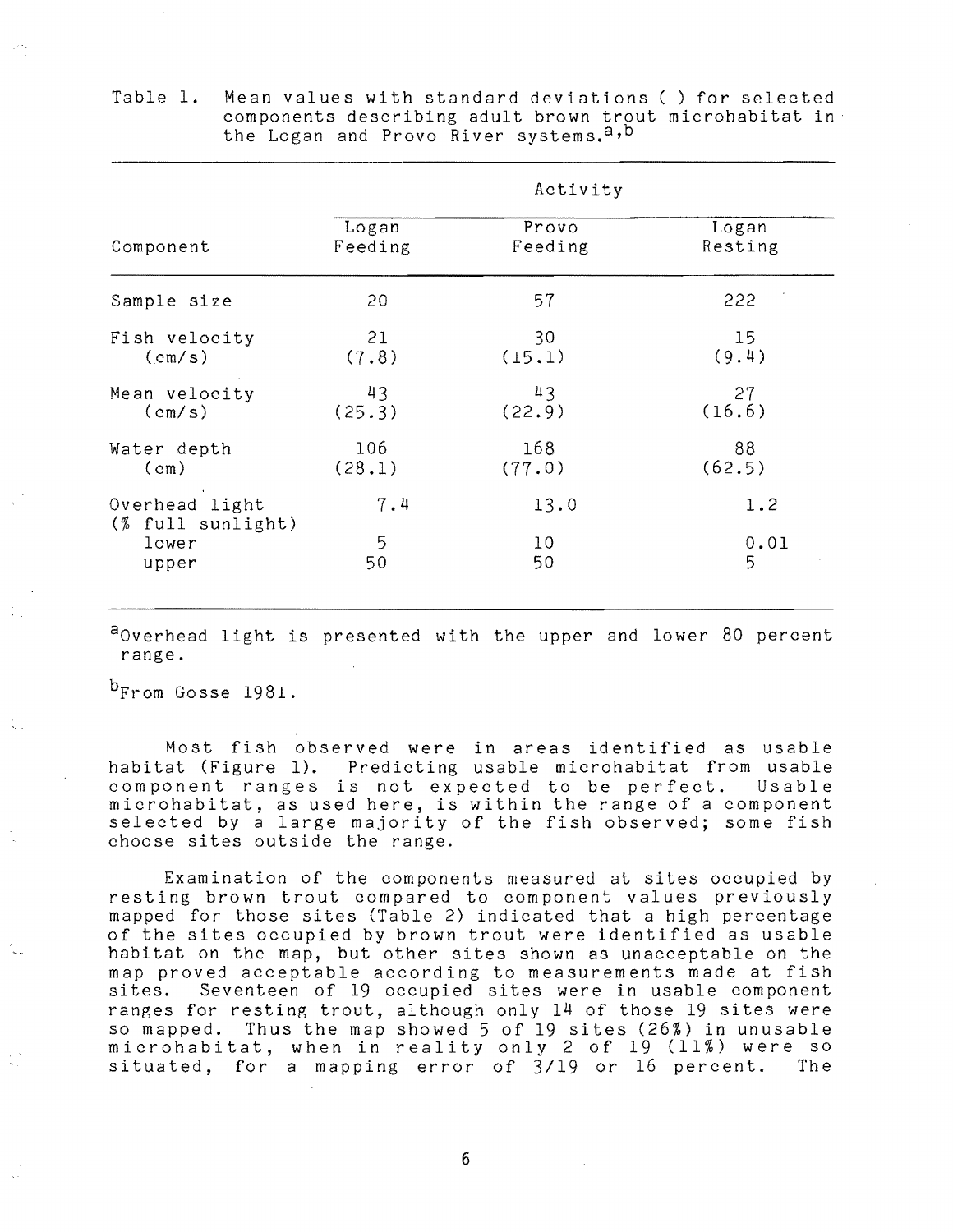Table 1. Mean values with standard deviations ( ) for selected components describing adult brown trout microhabitat in the Logan and Provo River systems.[a,b]

| Component | Activity | | |
|---|---|---|---|
| | Logan Feeding | Provo Feeding | Logan Resting |
| Sample size | 20 | 57 | 222 |
| Fish velocity (cm/s) | 21 (7.8) | 30 (15.1) | 15 (9.4) |
| Mean velocity (cm/s) | 43 (25.3) | 43 (22.9) | 27 (16.6) |
| Water depth (cm) | 106 (28.1) | 168 (77.0) | 88 (62.5) |
| Overhead light (% full sunlight) | 7.4 | 13.0 | 1.2 |
| lower | 5 | 10 | 0.01 |
| upper | 50 | 50 | 5 |

[a]Overhead light is presented with the upper and lower 80 percent range.

[b]From Gosse 1981.

Most fish observed were in areas identified as usable habitat (Figure 1). Predicting usable microhabitat from usable component ranges is not expected to be perfect. Usable microhabitat, as used here, is within the range of a component selected by a large majority of the fish observed; some fish choose sites outside the range.

Examination of the components measured at sites occupied by resting brown trout compared to component values previously mapped for those sites (Table 2) indicated that a high percentage of the sites occupied by brown trout were identified as usable habitat on the map, but other sites shown as unacceptable on the map proved acceptable according to measurements made at fish sites. Seventeen of 19 occupied sites were in usable component ranges for resting trout, although only 14 of those 19 sites were so mapped. Thus the map showed 5 of 19 sites (26%) in unusable microhabitat, when in reality only 2 of 19 (11%) were so situated, for a mapping error of 3/19 or 16 percent. The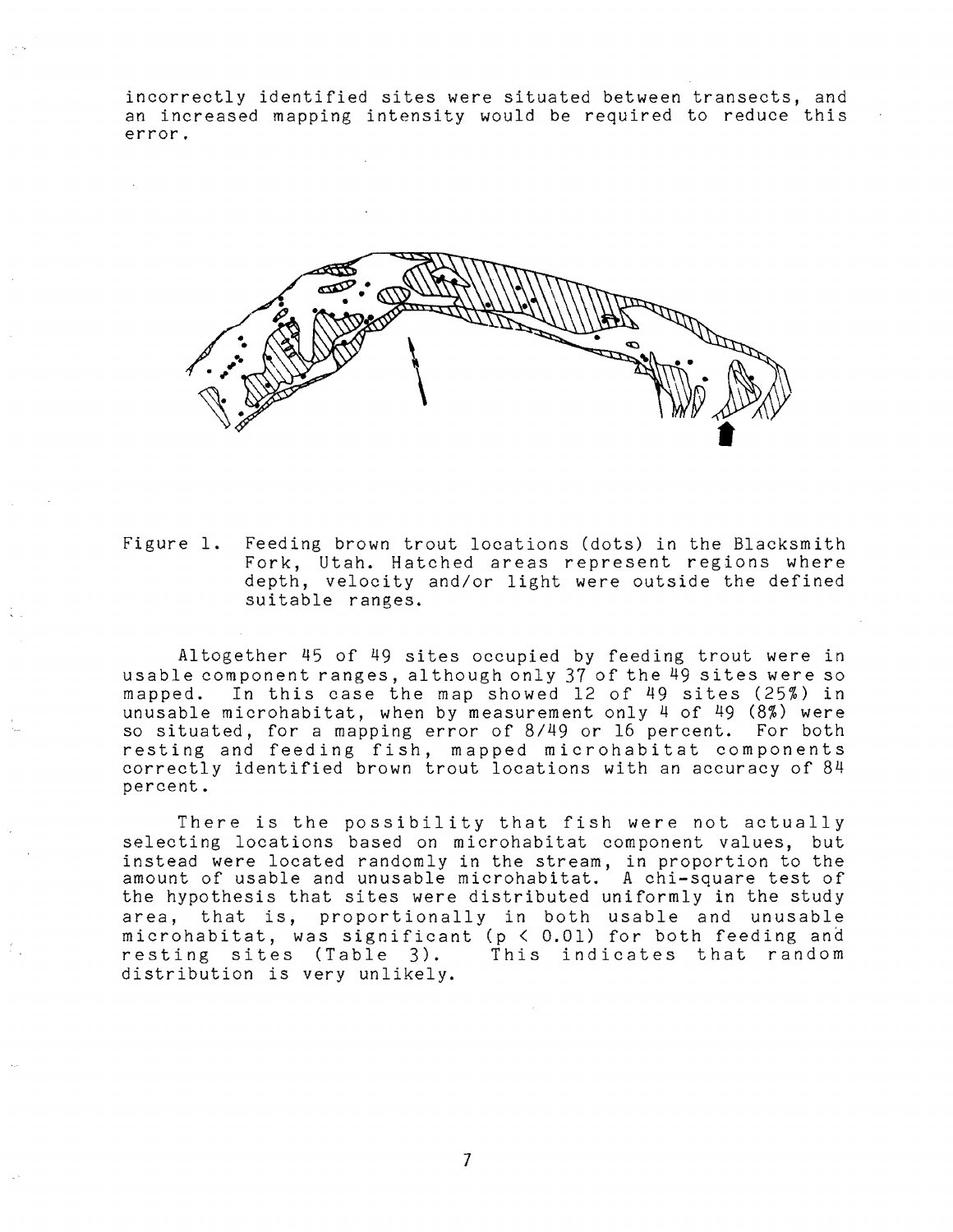incorrectly identified sites were situated between transects, and an increased mapping intensity would be required to reduce this error.

Figure 1. Feeding brown trout locations (dots) in the Blacksmith Fork, Utah. Hatched areas represent regions where depth, velocity and/or light were outside the defined suitable ranges.

Altogether 45 of 49 sites occupied by feeding trout were in usable component ranges, although only 37 of the 49 sites were so mapped. In this case the map showed 12 of 49 sites (25%) in unusable microhabitat, when by measurement only 4 of 49 (8%) were so situated, for a mapping error of 8/49 or 16 percent. For both resting and feeding fish, mapped microhabitat components correctly identified brown trout locations with an accuracy of 84 percent.

There is the possibility that fish were not actually selecting locations based on microhabitat component values, but instead were located randomly in the stream, in proportion to the amount of usable and unusable microhabitat. A chi-square test of the hypothesis that sites were distributed uniformly in the study area, that is, proportionally in both usable and unusable microhabitat, was significant ($p < 0.01$) for both feeding and resting sites (Table 3). This indicates that random distribution is very unlikely.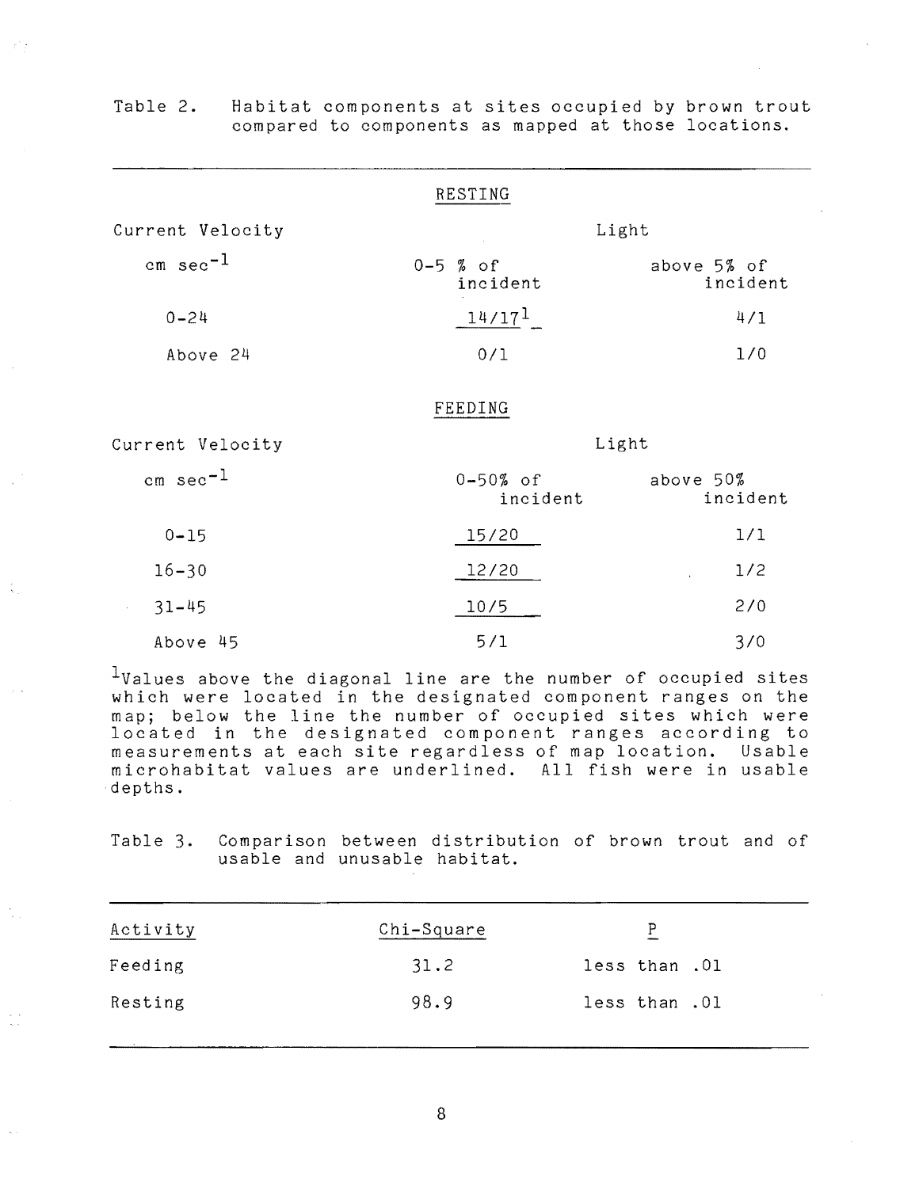Table 2. Habitat components at sites occupied by brown trout compared to components as mapped at those locations.

| | | |
|---|---|---|
| **RESTING** | | |
| Current Velocity | Light | |
| cm $sec^{-1}$ | 0-5 % of incident | above 5% of incident |
| 0-24 | <u>14/17</u>[1] | 4/1 |
| Above 24 | 0/1 | 1/0 |
| **FEEDING** | | |
| Current Velocity | Light | |
| cm $sec^{-1}$ | 0-50% of incident | above 50% incident |
| 0-15 | <u>15/20</u> | 1/1 |
| 16-30 | <u>12/20</u> | 1/2 |
| 31-45 | <u>10/5</u> | 2/0 |
| Above 45 | 5/1 | 3/0 |

[1]Values above the diagonal line are the number of occupied sites which were located in the designated component ranges on the map; below the line the number of occupied sites which were located in the designated component ranges according to measurements at each site regardless of map location. Usable microhabitat values are underlined. All fish were in usable depths.

Table 3. Comparison between distribution of brown trout and of usable and unusable habitat.

| Activity | Chi-Square | P |
|---|---|---|
| Feeding | 31.2 | less than .01 |
| Resting | 98.9 | less than .01 |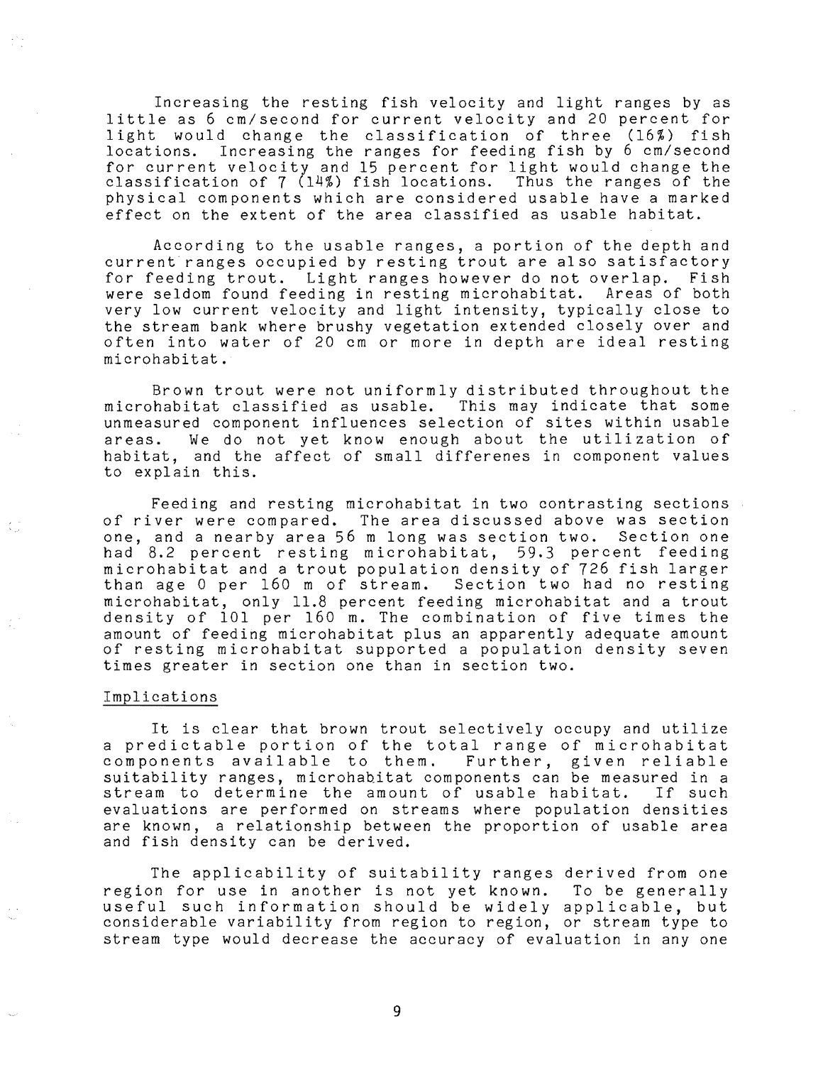Increasing the resting fish velocity and light ranges by as little as 6 cm/second for current velocity and 20 percent for light would change the classification of three (16%) fish locations. Increasing the ranges for feeding fish by 6 cm/second for current velocity and 15 percent for light would change the classification of 7 (14%) fish locations. Thus the ranges of the physical components which are considered usable have a marked effect on the extent of the area classified as usable habitat.

According to the usable ranges, a portion of the depth and current ranges occupied by resting trout are also satisfactory for feeding trout. Light ranges however do not overlap. Fish were seldom found feeding in resting microhabitat. Areas of both very low current velocity and light intensity, typically close to the stream bank where brushy vegetation extended closely over and often into water of 20 cm or more in depth are ideal resting microhabitat.

Brown trout were not uniformly distributed throughout the microhabitat classified as usable. This may indicate that some unmeasured component influences selection of sites within usable areas. We do not yet know enough about the utilization of habitat, and the affect of small differenes in component values to explain this.

Feeding and resting microhabitat in two contrasting sections of river were compared. The area discussed above was section one, and a nearby area 56 m long was section two. Section one had 8.2 percent resting microhabitat, 59.3 percent feeding microhabitat and a trout population density of 726 fish larger than age 0 per 160 m of stream. Section two had no resting microhabitat, only 11.8 percent feeding microhabitat and a trout density of 101 per 160 m. The combination of five times the amount of feeding microhabitat plus an apparently adequate amount of resting microhabitat supported a population density seven times greater in section one than in section two.

## Implications

It is clear that brown trout selectively occupy and utilize a predictable portion of the total range of microhabitat components available to them. Further, given reliable suitability ranges, microhabitat components can be measured in a stream to determine the amount of usable habitat. If such evaluations are performed on streams where population densities are known, a relationship between the proportion of usable area and fish density can be derived.

The applicability of suitability ranges derived from one region for use in another is not yet known. To be generally useful such information should be widely applicable, but considerable variability from region to region, or stream type to stream type would decrease the accuracy of evaluation in any one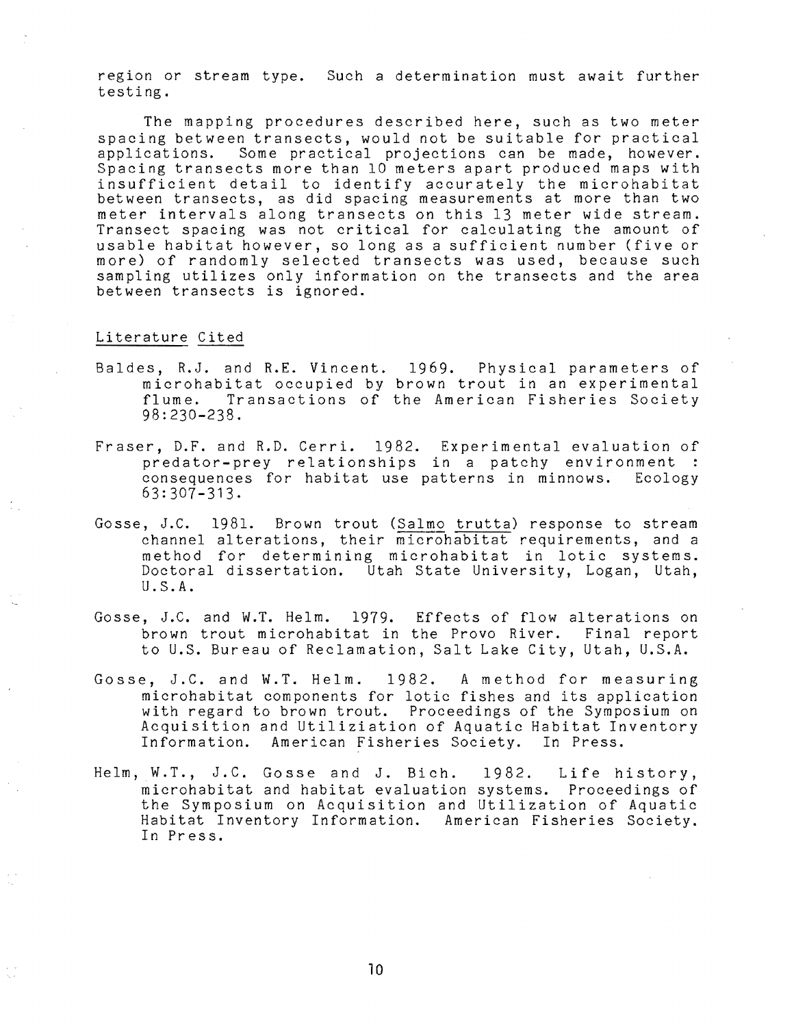region or stream type. Such a determination must await further testing.

The mapping procedures described here, such as two meter spacing between transects, would not be suitable for practical applications. Some practical projections can be made, however. Spacing transects more than 10 meters apart produced maps with insufficient detail to identify accurately the microhabitat between transects, as did spacing measurements at more than two meter intervals along transects on this 13 meter wide stream. Transect spacing was not critical for calculating the amount of usable habitat however, so long as a sufficient number (five or more) of randomly selected transects was used, because such sampling utilizes only information on the transects and the area between transects is ignored.

## Literature Cited

Baldes, R.J. and R.E. Vincent. 1969. Physical parameters of microhabitat occupied by brown trout in an experimental flume. Transactions of the American Fisheries Society 98:230-238.

Fraser, D.F. and R.D. Cerri. 1982. Experimental evaluation of predator-prey relationships in a patchy environment : consequences for habitat use patterns in minnows. Ecology 63:307-313.

Gosse, J.C. 1981. Brown trout (*Salmo trutta*) response to stream channel alterations, their microhabitat requirements, and a method for determining microhabitat in lotic systems. Doctoral dissertation. Utah State University, Logan, Utah, U.S.A.

Gosse, J.C. and W.T. Helm. 1979. Effects of flow alterations on brown trout microhabitat in the Provo River. Final report to U.S. Bureau of Reclamation, Salt Lake City, Utah, U.S.A.

Gosse, J.C. and W.T. Helm. 1982. A method for measuring microhabitat components for lotic fishes and its application with regard to brown trout. Proceedings of the Symposium on Acquisition and Utiliziation of Aquatic Habitat Inventory Information. American Fisheries Society. In Press.

Helm, W.T., J.C. Gosse and J. Bich. 1982. Life history, microhabitat and habitat evaluation systems. Proceedings of the Symposium on Acquisition and Utilization of Aquatic Habitat Inventory Information. American Fisheries Society. In Press.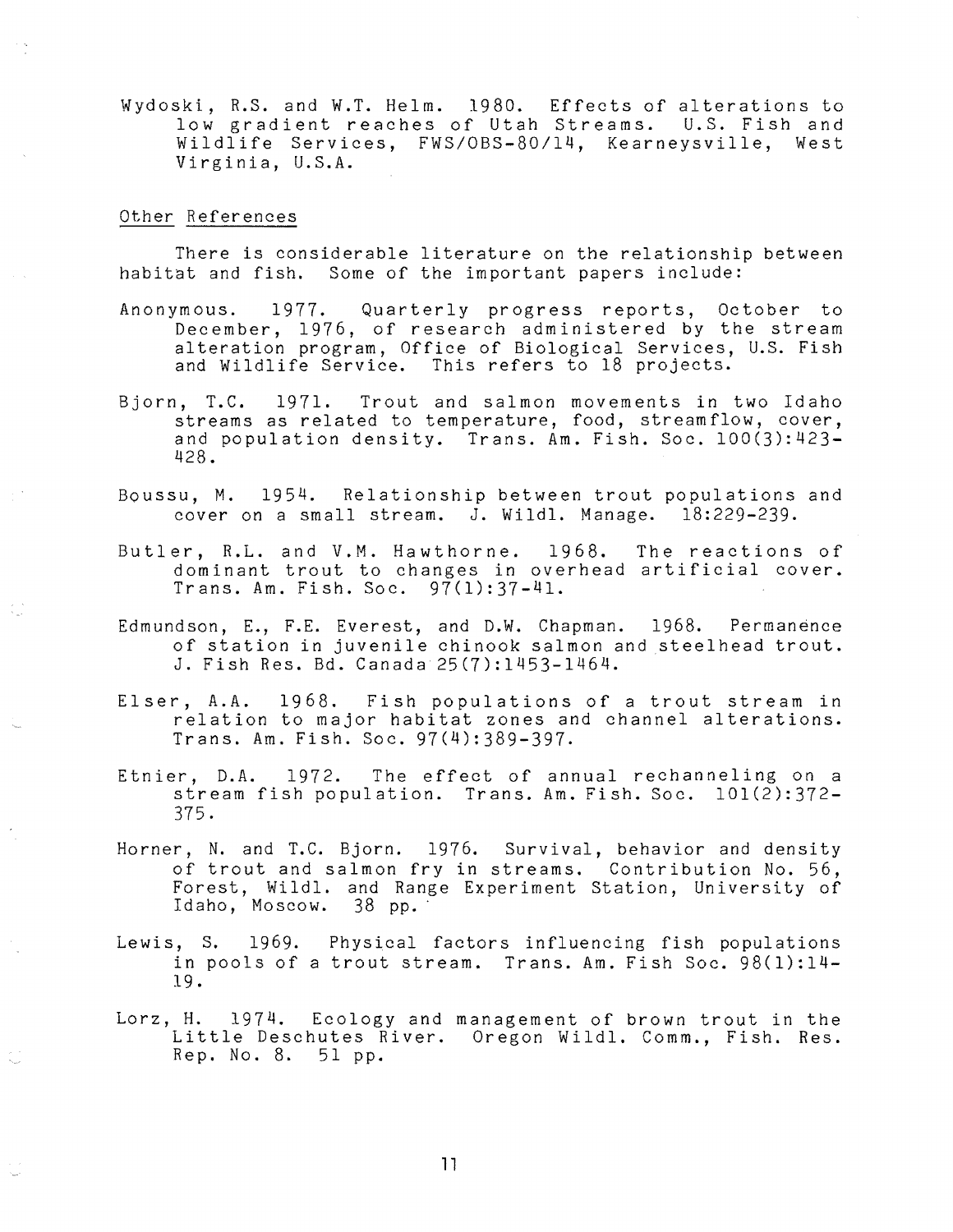Wydoski, R.S. and W.T. Helm. 1980. Effects of alterations to low gradient reaches of Utah Streams. U.S. Fish and Wildlife Services, FWS/OBS-80/14, Kearneysville, West Virginia, U.S.A.

Other References

There is considerable literature on the relationship between habitat and fish. Some of the important papers include:

Anonymous. 1977. Quarterly progress reports, October to December, 1976, of research administered by the stream alteration program, Office of Biological Services, U.S. Fish and Wildlife Service. This refers to 18 projects.

Bjorn, T.C. 1971. Trout and salmon movements in two Idaho streams as related to temperature, food, streamflow, cover, and population density. Trans. Am. Fish. Soc. 100(3):423-428.

Boussu, M. 1954. Relationship between trout populations and cover on a small stream. J. Wildl. Manage. 18:229-239.

Butler, R.L. and V.M. Hawthorne. 1968. The reactions of dominant trout to changes in overhead artificial cover. Trans. Am. Fish. Soc. 97(1):37-41.

Edmundson, E., F.E. Everest, and D.W. Chapman. 1968. Permanence of station in juvenile chinook salmon and steelhead trout. J. Fish Res. Bd. Canada 25(7):1453-1464.

Elser, A.A. 1968. Fish populations of a trout stream in relation to major habitat zones and channel alterations. Trans. Am. Fish. Soc. 97(4):389-397.

Etnier, D.A. 1972. The effect of annual rechanneling on a stream fish population. Trans. Am. Fish. Soc. 101(2):372-375.

Horner, N. and T.C. Bjorn. 1976. Survival, behavior and density of trout and salmon fry in streams. Contribution No. 56, Forest, Wildl. and Range Experiment Station, University of Idaho, Moscow. 38 pp.

Lewis, S. 1969. Physical factors influencing fish populations in pools of a trout stream. Trans. Am. Fish Soc. 98(1):14-19.

Lorz, H. 1974. Ecology and management of brown trout in the Little Deschutes River. Oregon Wildl. Comm., Fish. Res. Rep. No. 8. 51 pp.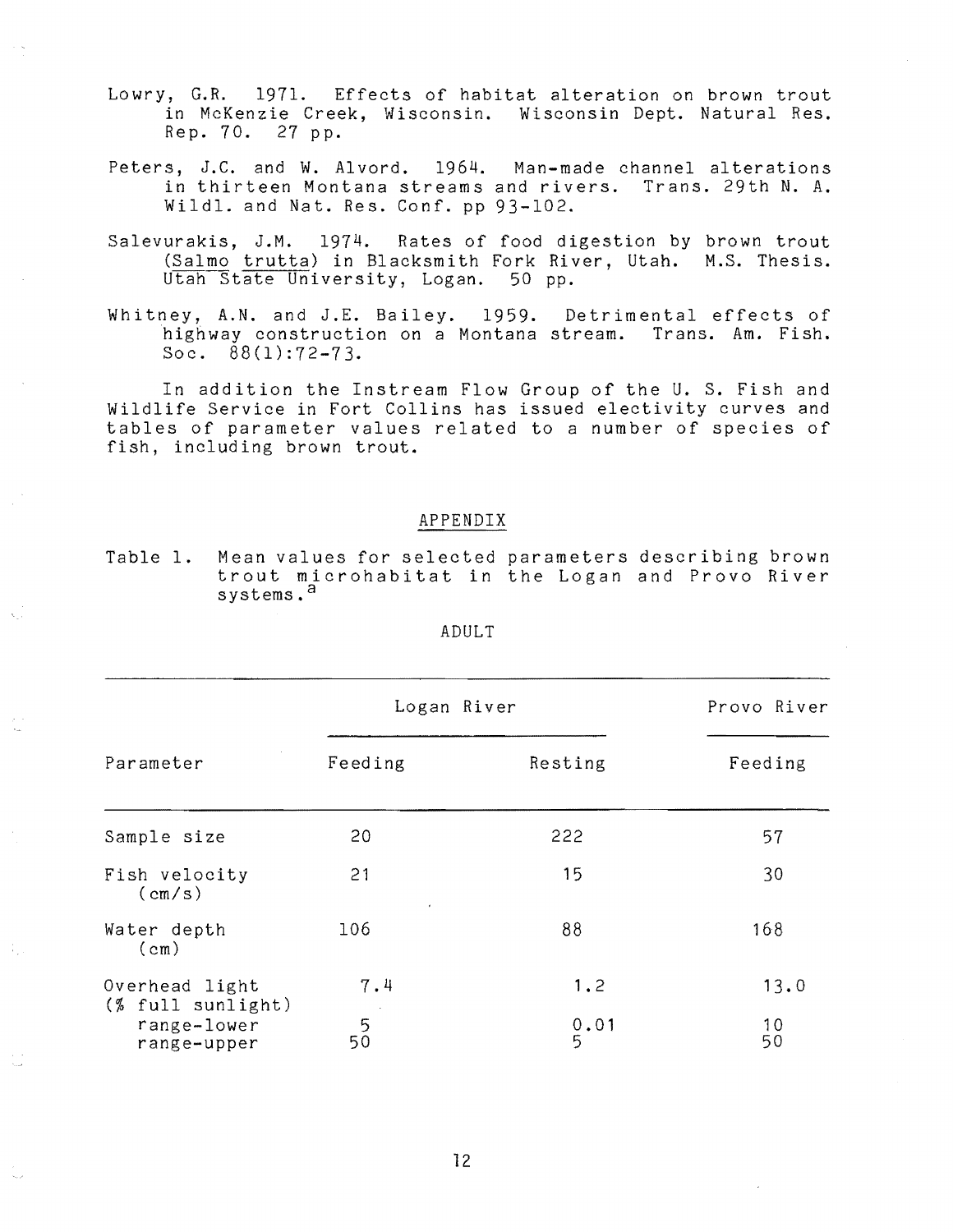Lowry, G.R. 1971. Effects of habitat alteration on brown trout in McKenzie Creek, Wisconsin. Wisconsin Dept. Natural Res. Rep. 70. 27 pp.

Peters, J.C. and W. Alvord. 1964. Man-made channel alterations in thirteen Montana streams and rivers. Trans. 29th N. A. Wildl. and Nat. Res. Conf. pp 93-102.

Salevurakis, J.M. 1974. Rates of food digestion by brown trout (Salmo trutta) in Blacksmith Fork River, Utah. M.S. Thesis. Utah State University, Logan. 50 pp.

Whitney, A.N. and J.E. Bailey. 1959. Detrimental effects of highway construction on a Montana stream. Trans. Am. Fish. Soc. 88(1):72-73.

In addition the Instream Flow Group of the U. S. Fish and Wildlife Service in Fort Collins has issued electivity curves and tables of parameter values related to a number of species of fish, including brown trout.

## APPENDIX

Table 1. Mean values for selected parameters describing brown trout microhabitat in the Logan and Provo River systems.[a]

ADULT

| Parameter | Logan River | | Provo River |
|---|---|---|---|
| | Feeding | Resting | Feeding |
| Sample size | 20 | 222 | 57 |
| Fish velocity (cm/s) | 21 | 15 | 30 |
| Water depth (cm) | 106 | 88 | 168 |
| Overhead light (% full sunlight) | 7.4 | 1.2 | 13.0 |
| range-lower | 5 | 0.01 | 10 |
| range-upper | 50 | 5 | 50 |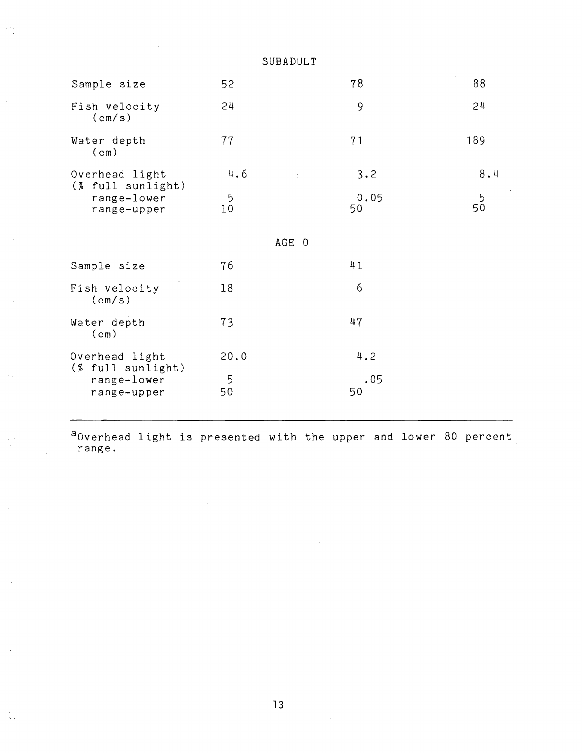| | | | |
|---|---|---|---|
| | SUBADULT | | |
| Sample size | 52 | 78 | 88 |
| Fish velocity (cm/s) | 24 | 9 | 24 |
| Water depth (cm) | 77 | 71 | 189 |
| Overhead light (% full sunlight) | 4.6 | 3.2 | 8.4 |
| range-lower | 5 | 0.05 | 5 |
| range-upper | 10 | 50 | 50 |
| | AGE 0 | | |
| Sample size | 76 | 41 | |
| Fish velocity (cm/s) | 18 | 6 | |
| Water depth (cm) | 73 | 47 | |
| Overhead light (% full sunlight) | 20.0 | 4.2 | |
| range-lower | 5 | .05 | |
| range-upper | 50 | 50 | |

[a]Overhead light is presented with the upper and lower 80 percent range.